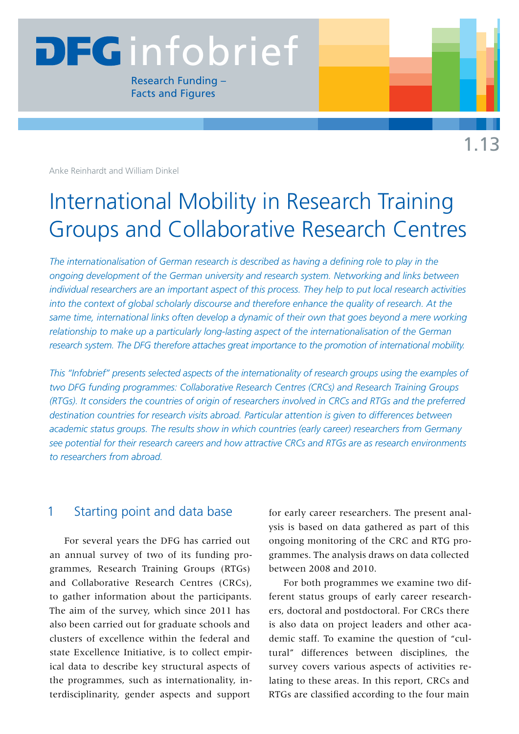DFG infobrief

Research Funding – Facts and Figures

1.13

Anke Reinhardt and William Dinkel

# International Mobility in Research Training Groups and Collaborative Research Centres

*The internationalisation of German research is described as having a defining role to play in the ongoing development of the German university and research system. Networking and links between individual researchers are an important aspect of this process. They help to put local research activities into the context of global scholarly discourse and therefore enhance the quality of research. At the same time, international links often develop a dynamic of their own that goes beyond a mere working relationship to make up a particularly long-lasting aspect of the internationalisation of the German research system. The DFG therefore attaches great importance to the promotion of international mobility.*

*This "Infobrief" presents selected aspects of the internationality of research groups using the examples of two DFG funding programmes: Collaborative Research Centres (CRCs) and Research Training Groups (RTGs). It considers the countries of origin of researchers involved in CRCs and RTGs and the preferred destination countries for research visits abroad. Particular attention is given to differences between academic status groups. The results show in which countries (early career) researchers from Germany see potential for their research careers and how attractive CRCs and RTGs are as research environments to researchers from abroad.*

## 1 Starting point and data base

For several years the DFG has carried out an annual survey of two of its funding programmes, Research Training Groups (RTGs) and Collaborative Research Centres (CRCs), to gather information about the participants. The aim of the survey, which since 2011 has also been carried out for graduate schools and clusters of excellence within the federal and state Excellence Initiative, is to collect empirical data to describe key structural aspects of the programmes, such as internationality, interdisciplinarity, gender aspects and support for early career researchers. The present analysis is based on data gathered as part of this ongoing monitoring of the CRC and RTG programmes. The analysis draws on data collected between 2008 and 2010.

For both programmes we examine two different status groups of early career researchers, doctoral and postdoctoral. For CRCs there is also data on project leaders and other academic staff. To examine the question of "cultural" differences between disciplines, the survey covers various aspects of activities relating to these areas. In this report, CRCs and RTGs are classified according to the four main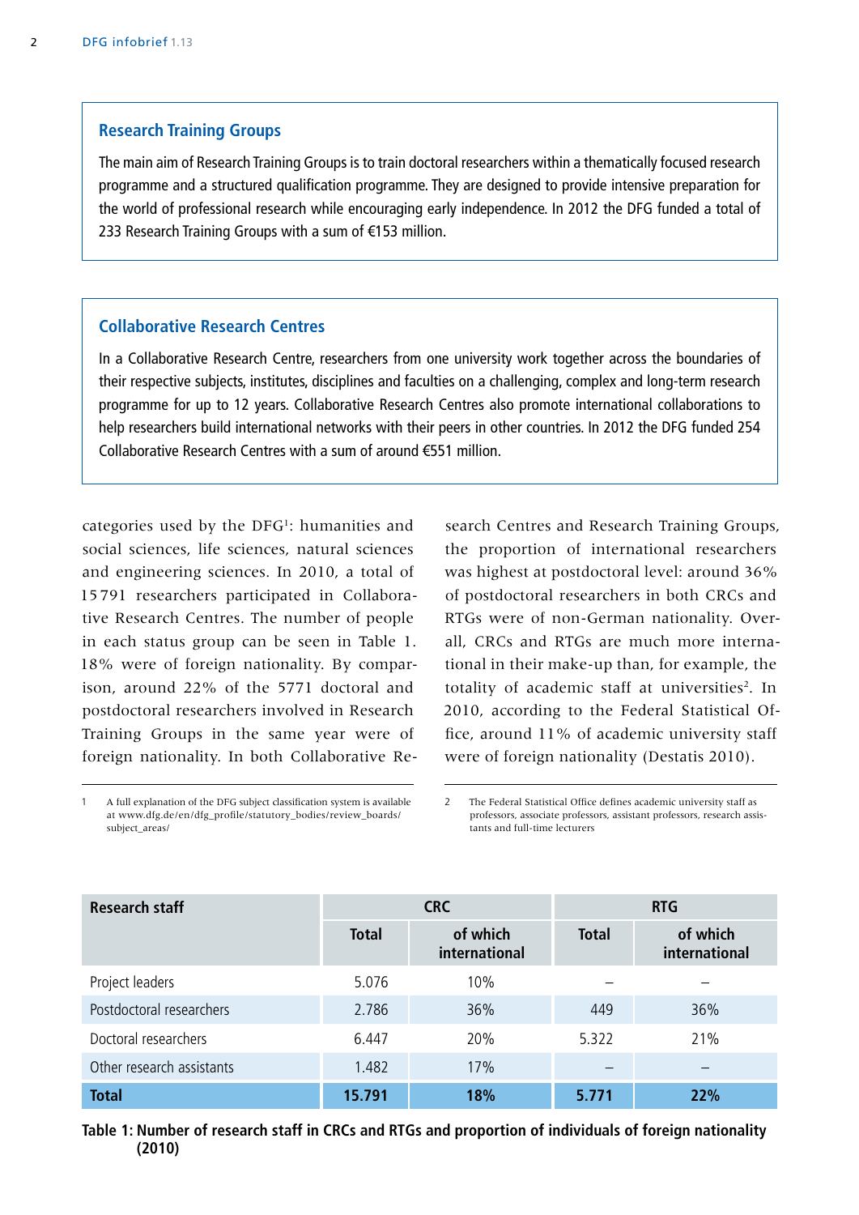## Research Training Groups

The main aim of Research Training Groups is to train doctoral researchers within a thematically focused research programme and a structured qualification programme. They are designed to provide intensive preparation for the world of professional research while encouraging early independence. In 2012 the DFG funded a total of 233 Research Training Groups with a sum of €153 million.

## Collaborative Research Centres

In a Collaborative Research Centre, researchers from one university work together across the boundaries of their respective subjects, institutes, disciplines and faculties on a challenging, complex and long-term research programme for up to 12 years. Collaborative Research Centres also promote international collaborations to help researchers build international networks with their peers in other countries. In 2012 the DFG funded 254 Collaborative Research Centres with a sum of around €551 million.

categories used by the DFG[1]: humanities and social sciences, life sciences, natural sciences and engineering sciences. In 2010, a total of 15791 researchers participated in Collaborative Research Centres. The number of people in each status group can be seen in Table 1. 18% were of foreign nationality. By comparison, around 22% of the 5771 doctoral and postdoctoral researchers involved in Research Training Groups in the same year were of foreign nationality. In both Collaborative Research Centres and Research Training Groups, the proportion of international researchers was highest at postdoctoral level: around 36% of postdoctoral researchers in both CRCs and RTGs were of non-German nationality. Overall, CRCs and RTGs are much more international in their make-up than, for example, the totality of academic staff at universities[2]. In 2010, according to the Federal Statistical Office, around 11% of academic university staff were of foreign nationality (Destatis 2010).

1 A full explanation of the DFG subject classification system is available at www.dfg.de/en/dfg_profile/statutory_bodies/review_boards/subject_areas/

2 The Federal Statistical Office defines academic university staff as professors, associate professors, assistant professors, research assistants and full-time lecturers

| Research staff | CRC | | RTG | |
|---|---|---|---|---|
| | Total | of which international | Total | of which international |
| Project leaders | 5.076 | 10% | – | – |
| Postdoctoral researchers | 2.786 | 36% | 449 | 36% |
| Doctoral researchers | 6.447 | 20% | 5.322 | 21% |
| Other research assistants | 1.482 | 17% | – | – |
| **Total** | **15.791** | **18%** | **5.771** | **22%** |

**Table 1: Number of research staff in CRCs and RTGs and proportion of individuals of foreign nationality (2010)**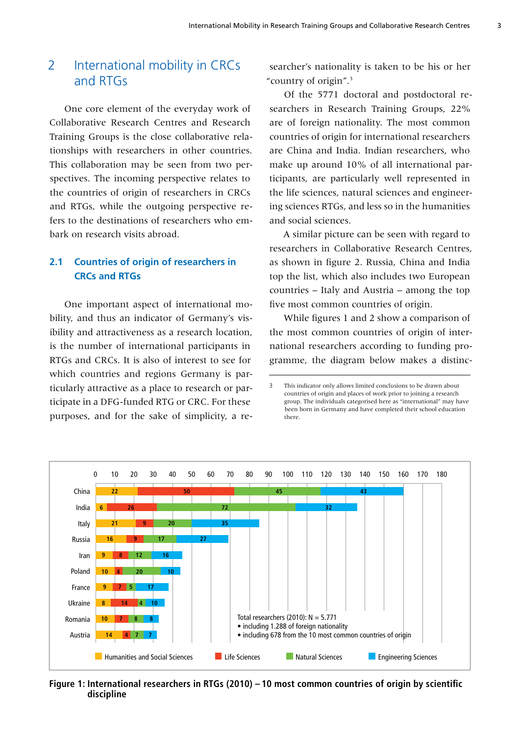## 2 International mobility in CRCs and RTGs

One core element of the everyday work of Collaborative Research Centres and Research Training Groups is the close collaborative relationships with researchers in other countries. This collaboration may be seen from two perspectives. The incoming perspective relates to the countries of origin of researchers in CRCs and RTGs, while the outgoing perspective refers to the destinations of researchers who embark on research visits abroad.

### 2.1 Countries of origin of researchers in CRCs and RTGs

One important aspect of international mobility, and thus an indicator of Germany's visibility and attractiveness as a research location, is the number of international participants in RTGs and CRCs. It is also of interest to see for which countries and regions Germany is particularly attractive as a place to research or participate in a DFG-funded RTG or CRC. For these purposes, and for the sake of simplicity, a researcher's nationality is taken to be his or her "country of origin".[3]

Of the 5771 doctoral and postdoctoral researchers in Research Training Groups, 22% are of foreign nationality. The most common countries of origin for international researchers are China and India. Indian researchers, who make up around 10% of all international participants, are particularly well represented in the life sciences, natural sciences and engineering sciences RTGs, and less so in the humanities and social sciences.

A similar picture can be seen with regard to researchers in Collaborative Research Centres, as shown in figure 2. Russia, China and India top the list, which also includes two European countries – Italy and Austria – among the top five most common countries of origin.

While figures 1 and 2 show a comparison of the most common countries of origin of international researchers according to funding programme, the diagram below makes a distinc-

[3] This indicator only allows limited conclusions to be drawn about countries of origin and places of work prior to joining a research group. The individuals categorised here as "international" may have been born in Germany and have completed their school education there.

| Country | Humanities and Social Sciences | Life Sciences | Natural Sciences | Engineering Sciences |
|---|---|---|---|---|
| China | 22 | 50 | 45 | 43 |
| India | 6 | 26 | 72 | 32 |
| Italy | 21 | 9 | 20 | 35 |
| Russia | 16 | 9 | 17 | 27 |
| Iran | 9 | 8 | 12 | 16 |
| Poland | 10 | 4 | 20 | 10 |
| France | 9 | 7 | 5 | 17 |
| Ukraine | 8 | 14 | 4 | 10 |
| Romania | 10 | 7 | 8 | 8 |
| Austria | 14 | 4 | 7 | 7 |

Total researchers (2010): N = 5.771
- including 1.288 of foreign nationality
- including 678 from the 10 most common countries of origin

**Figure 1: International researchers in RTGs (2010) – 10 most common countries of origin by scientific discipline**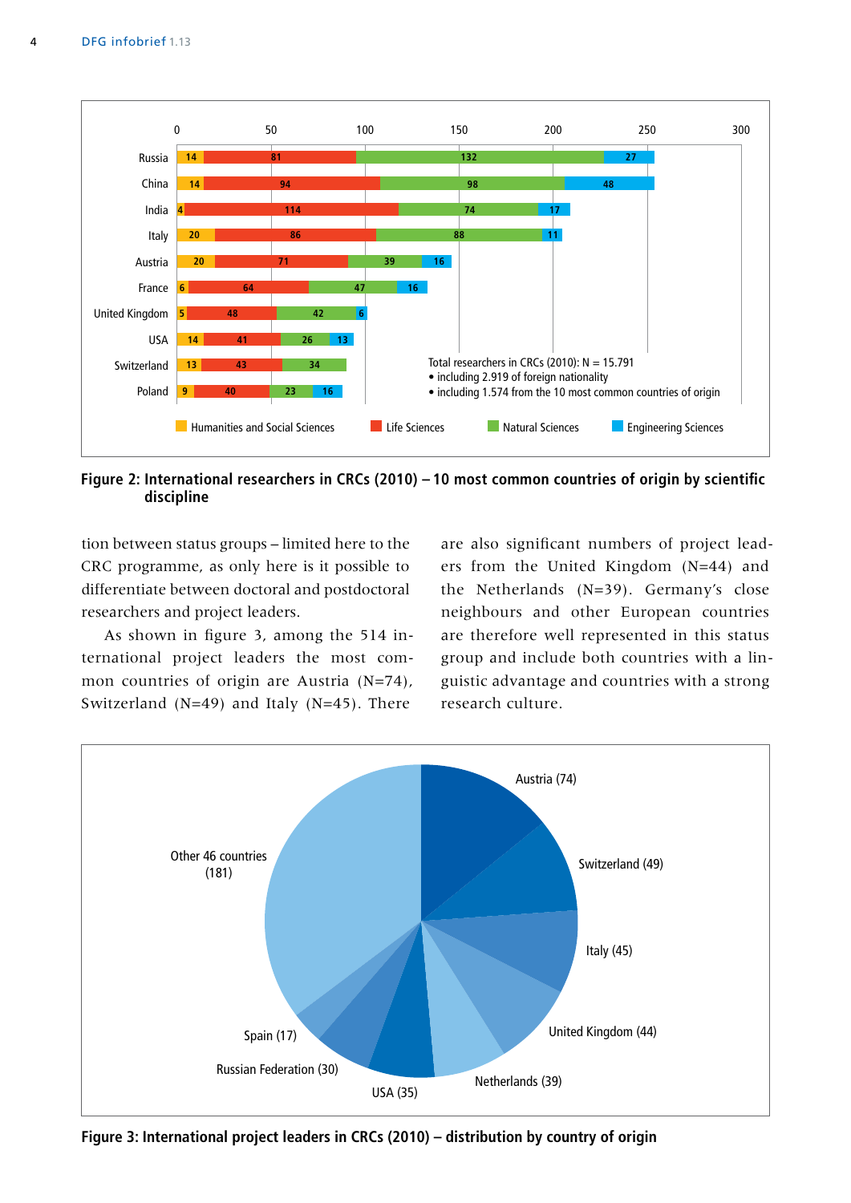| Country | Humanities and Social Sciences | Life Sciences | Natural Sciences | Engineering Sciences |
| --- | --- | --- | --- | --- |
| Russia | 14 | 81 | 132 | 27 |
| China | 14 | 94 | 98 | 48 |
| India | 4 | 114 | 74 | 17 |
| Italy | 20 | 86 | 88 | 11 |
| Austria | 20 | 71 | 39 | 16 |
| France | 6 | 64 | 47 | 16 |
| United Kingdom | 5 | 48 | 42 | 6 |
| USA | 14 | 41 | 26 | 13 |
| Switzerland | 13 | 43 | 34 | |
| Poland | 9 | 40 | 23 | 16 |

Total researchers in CRCs (2010): N = 15.791
- including 2.919 of foreign nationality
- including 1.574 from the 10 most common countries of origin

**Figure 2: International researchers in CRCs (2010) – 10 most common countries of origin by scientific discipline**

tion between status groups – limited here to the CRC programme, as only here is it possible to differentiate between doctoral and postdoctoral researchers and project leaders.

As shown in figure 3, among the 514 international project leaders the most common countries of origin are Austria (N=74), Switzerland (N=49) and Italy (N=45). There are also significant numbers of project leaders from the United Kingdom (N=44) and the Netherlands (N=39). Germany's close neighbours and other European countries are therefore well represented in this status group and include both countries with a linguistic advantage and countries with a strong research culture.

- Austria (74)
- Switzerland (49)
- Italy (45)
- United Kingdom (44)
- Netherlands (39)
- USA (35)
- Russian Federation (30)
- Spain (17)
- Other 46 countries (181)

**Figure 3: International project leaders in CRCs (2010) – distribution by country of origin**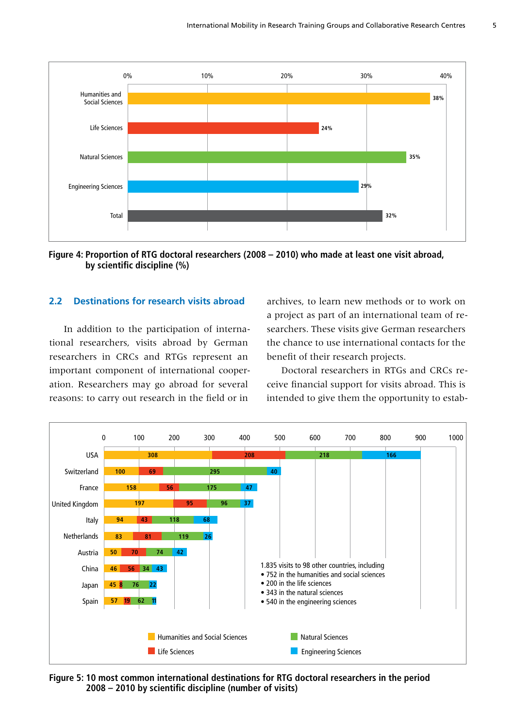| Discipline | Proportion |
|---|---|
| Humanities and Social Sciences | 38% |
| Life Sciences | 24% |
| Natural Sciences | 35% |
| Engineering Sciences | 29% |
| Total | 32% |

**Figure 4: Proportion of RTG doctoral researchers (2008 – 2010) who made at least one visit abroad, by scientific discipline (%)**

## 2.2 Destinations for research visits abroad

In addition to the participation of international researchers, visits abroad by German researchers in CRCs and RTGs represent an important component of international cooperation. Researchers may go abroad for several reasons: to carry out research in the field or in archives, to learn new methods or to work on a project as part of an international team of researchers. These visits give German researchers the chance to use international contacts for the benefit of their research projects.

Doctoral researchers in RTGs and CRCs receive financial support for visits abroad. This is intended to give them the opportunity to estab-

| Country | Humanities and Social Sciences | Life Sciences | Natural Sciences | Engineering Sciences |
|---|---|---|---|---|
| USA | 308 | 208 | 218 | 166 |
| Switzerland | 100 | 69 | 295 | 40 |
| France | 158 | 56 | 175 | 47 |
| United Kingdom | 197 | 95 | 96 | 37 |
| Italy | 94 | 43 | 118 | 68 |
| Netherlands | 83 | 81 | 119 | 26 |
| Austria | 50 | 70 | 74 | 42 |
| China | 46 | 56 | 34 | 43 |
| Japan | 45 | 8 | 76 | 22 |
| Spain | 57 | 19 | 62 | 11 |

1.835 visits to 98 other countries, including
- 752 in the humanities and social sciences
- 200 in the life sciences
- 343 in the natural sciences
- 540 in the engineering sciences

**Figure 5: 10 most common international destinations for RTG doctoral researchers in the period 2008 – 2010 by scientific discipline (number of visits)**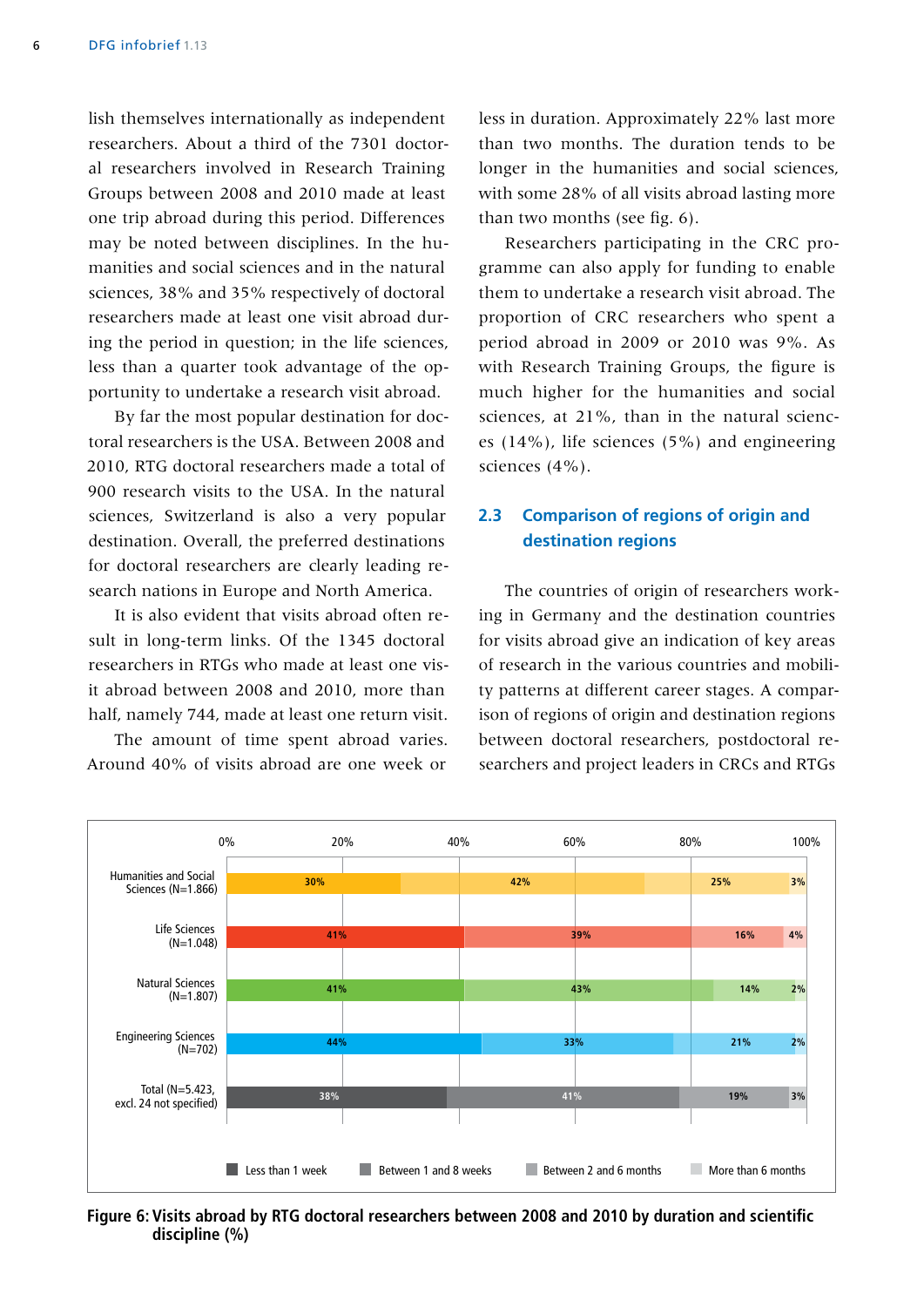lish themselves internationally as independent researchers. About a third of the 7301 doctoral researchers involved in Research Training Groups between 2008 and 2010 made at least one trip abroad during this period. Differences may be noted between disciplines. In the humanities and social sciences and in the natural sciences, 38% and 35% respectively of doctoral researchers made at least one visit abroad during the period in question; in the life sciences, less than a quarter took advantage of the opportunity to undertake a research visit abroad.

By far the most popular destination for doctoral researchers is the USA. Between 2008 and 2010, RTG doctoral researchers made a total of 900 research visits to the USA. In the natural sciences, Switzerland is also a very popular destination. Overall, the preferred destinations for doctoral researchers are clearly leading research nations in Europe and North America.

It is also evident that visits abroad often result in long-term links. Of the 1345 doctoral researchers in RTGs who made at least one visit abroad between 2008 and 2010, more than half, namely 744, made at least one return visit.

The amount of time spent abroad varies. Around 40% of visits abroad are one week or less in duration. Approximately 22% last more than two months. The duration tends to be longer in the humanities and social sciences, with some 28% of all visits abroad lasting more than two months (see fig. 6).

Researchers participating in the CRC programme can also apply for funding to enable them to undertake a research visit abroad. The proportion of CRC researchers who spent a period abroad in 2009 or 2010 was 9%. As with Research Training Groups, the figure is much higher for the humanities and social sciences, at 21%, than in the natural sciences (14%), life sciences (5%) and engineering sciences (4%).

## 2.3 Comparison of regions of origin and destination regions

The countries of origin of researchers working in Germany and the destination countries for visits abroad give an indication of key areas of research in the various countries and mobility patterns at different career stages. A comparison of regions of origin and destination regions between doctoral researchers, postdoctoral researchers and project leaders in CRCs and RTGs

| | Less than 1 week | Between 1 and 8 weeks | Between 2 and 6 months | More than 6 months |
|---|---|---|---|---|
| Humanities and Social Sciences (N=1.866) | 30% | 42% | 25% | 3% |
| Life Sciences (N=1.048) | 41% | 39% | 16% | 4% |
| Natural Sciences (N=1.807) | 41% | 43% | 14% | 2% |
| Engineering Sciences (N=702) | 44% | 33% | 21% | 2% |
| Total (N=5.423, excl. 24 not specified) | 38% | 41% | 19% | 3% |

**Figure 6: Visits abroad by RTG doctoral researchers between 2008 and 2010 by duration and scientific discipline (%)**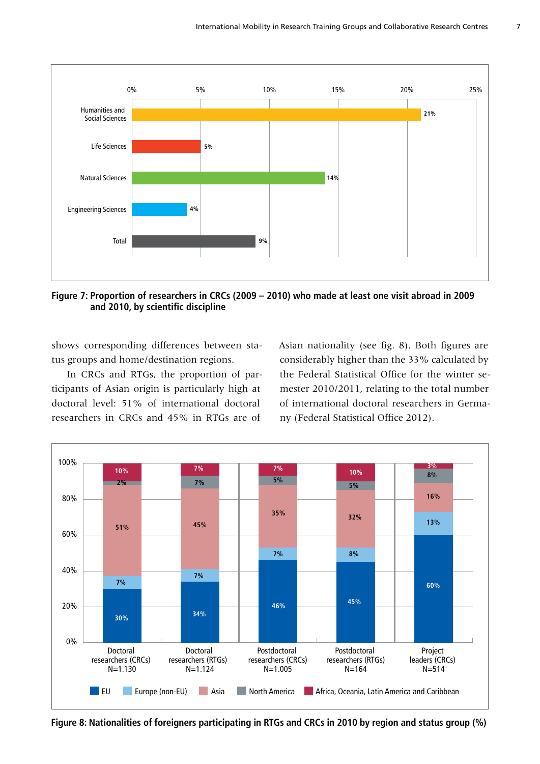Figure 7: Proportion of researchers in CRCs (2009 – 2010) who made at least one visit abroad in 2009 and 2010, by scientific discipline

shows corresponding differences between status groups and home/destination regions.

In CRCs and RTGs, the proportion of participants of Asian origin is particularly high at doctoral level: 51% of international doctoral researchers in CRCs and 45% in RTGs are of Asian nationality (see fig. 8). Both figures are considerably higher than the 33% calculated by the Federal Statistical Office for the winter semester 2010/2011, relating to the total number of international doctoral researchers in Germany (Federal Statistical Office 2012).

Figure 8: Nationalities of foreigners participating in RTGs and CRCs in 2010 by region and status group (%)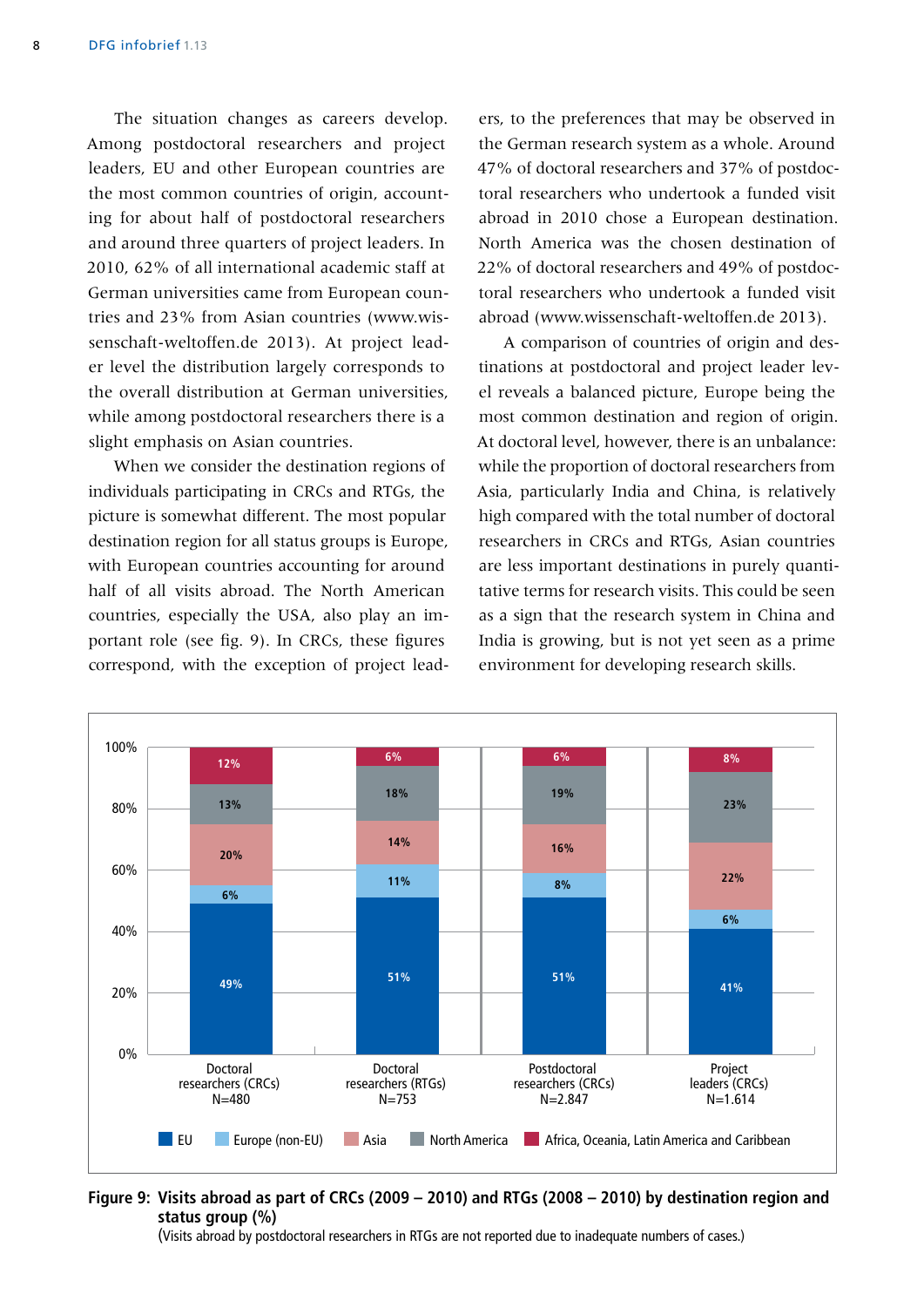The situation changes as careers develop. Among postdoctoral researchers and project leaders, EU and other European countries are the most common countries of origin, accounting for about half of postdoctoral researchers and around three quarters of project leaders. In 2010, 62% of all international academic staff at German universities came from European countries and 23% from Asian countries (www.wissenschaft-weltoffen.de 2013). At project leader level the distribution largely corresponds to the overall distribution at German universities, while among postdoctoral researchers there is a slight emphasis on Asian countries.

When we consider the destination regions of individuals participating in CRCs and RTGs, the picture is somewhat different. The most popular destination region for all status groups is Europe, with European countries accounting for around half of all visits abroad. The North American countries, especially the USA, also play an important role (see fig. 9). In CRCs, these figures correspond, with the exception of project leaders, to the preferences that may be observed in the German research system as a whole. Around 47% of doctoral researchers and 37% of postdoctoral researchers who undertook a funded visit abroad in 2010 chose a European destination. North America was the chosen destination of 22% of doctoral researchers and 49% of postdoctoral researchers who undertook a funded visit abroad (www.wissenschaft-weltoffen.de 2013).

A comparison of countries of origin and destinations at postdoctoral and project leader level reveals a balanced picture, Europe being the most common destination and region of origin. At doctoral level, however, there is an unbalance: while the proportion of doctoral researchers from Asia, particularly India and China, is relatively high compared with the total number of doctoral researchers in CRCs and RTGs, Asian countries are less important destinations in purely quantitative terms for research visits. This could be seen as a sign that the research system in China and India is growing, but is not yet seen as a prime environment for developing research skills.

| | Doctoral researchers (CRCs) N=480 | Doctoral researchers (RTGs) N=753 | Postdoctoral researchers (CRCs) N=2.847 | Project leaders (CRCs) N=1.614 |
|---|---|---|---|---|
| EU | 49% | 51% | 51% | 41% |
| Europe (non-EU) | 6% | 11% | 8% | 6% |
| Asia | 20% | 14% | 16% | 22% |
| North America | 13% | 18% | 19% | 23% |
| Africa, Oceania, Latin America and Caribbean | 12% | 6% | 6% | 8% |

**Figure 9: Visits abroad as part of CRCs (2009 – 2010) and RTGs (2008 – 2010) by destination region and status group (%)**
(Visits abroad by postdoctoral researchers in RTGs are not reported due to inadequate numbers of cases.)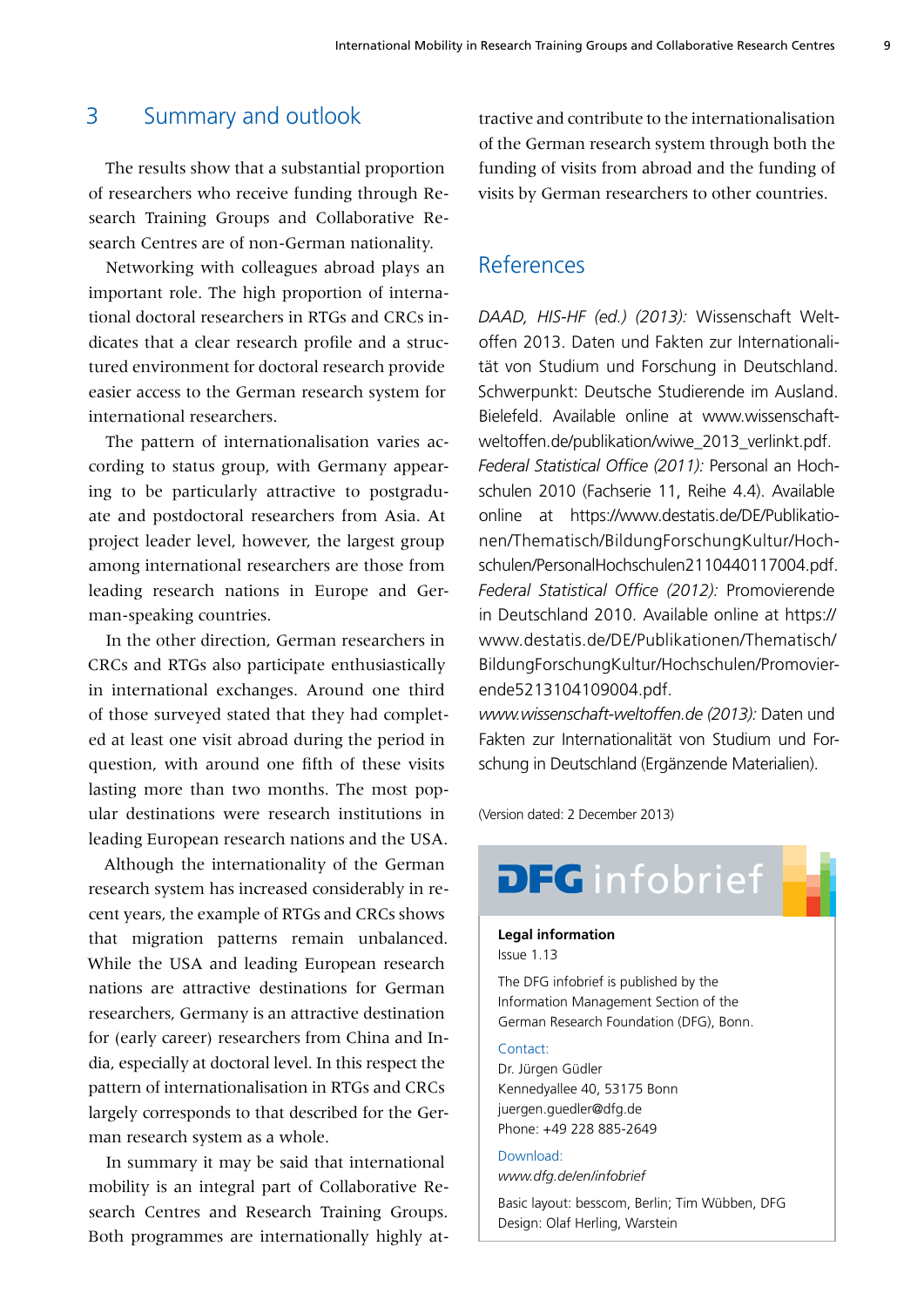## 3 Summary and outlook

The results show that a substantial proportion of researchers who receive funding through Research Training Groups and Collaborative Research Centres are of non-German nationality.

Networking with colleagues abroad plays an important role. The high proportion of international doctoral researchers in RTGs and CRCs indicates that a clear research profile and a structured environment for doctoral research provide easier access to the German research system for international researchers.

The pattern of internationalisation varies according to status group, with Germany appearing to be particularly attractive to postgraduate and postdoctoral researchers from Asia. At project leader level, however, the largest group among international researchers are those from leading research nations in Europe and German-speaking countries.

In the other direction, German researchers in CRCs and RTGs also participate enthusiastically in international exchanges. Around one third of those surveyed stated that they had completed at least one visit abroad during the period in question, with around one fifth of these visits lasting more than two months. The most popular destinations were research institutions in leading European research nations and the USA.

Although the internationality of the German research system has increased considerably in recent years, the example of RTGs and CRCs shows that migration patterns remain unbalanced. While the USA and leading European research nations are attractive destinations for German researchers, Germany is an attractive destination for (early career) researchers from China and India, especially at doctoral level. In this respect the pattern of internationalisation in RTGs and CRCs largely corresponds to that described for the German research system as a whole.

In summary it may be said that international mobility is an integral part of Collaborative Research Centres and Research Training Groups. Both programmes are internationally highly attractive and contribute to the internationalisation of the German research system through both the funding of visits from abroad and the funding of visits by German researchers to other countries.

## References

*DAAD, HIS-HF (ed.) (2013):* Wissenschaft Weltoffen 2013. Daten und Fakten zur Internationalität von Studium und Forschung in Deutschland. Schwerpunkt: Deutsche Studierende im Ausland. Bielefeld. Available online at www.wissenschaft-weltoffen.de/publikation/wiwe_2013_verlinkt.pdf.

*Federal Statistical Office (2011):* Personal an Hochschulen 2010 (Fachserie 11, Reihe 4.4). Available online at https://www.destatis.de/DE/Publikationen/Thematisch/BildungForschungKultur/Hochschulen/PersonalHochschulen2110440117004.pdf.

*Federal Statistical Office (2012):* Promovierende in Deutschland 2010. Available online at https://www.destatis.de/DE/Publikationen/Thematisch/BildungForschungKultur/Hochschulen/Promovierende5213104109004.pdf.

*www.wissenschaft-weltoffen.de (2013):* Daten und Fakten zur Internationalität von Studium und Forschung in Deutschland (Ergänzende Materialien).

(Version dated: 2 December 2013)

**DFG infobrief**

**Legal information**
Issue 1.13

The DFG infobrief is published by the Information Management Section of the German Research Foundation (DFG), Bonn.

Contact:
Dr. Jürgen Güdler
Kennedyallee 40, 53175 Bonn
juergen.guedler@dfg.de
Phone: +49 228 885-2649

Download:
*www.dfg.de/en/infobrief*

Basic layout: besscom, Berlin; Tim Wübben, DFG
Design: Olaf Herling, Warstein